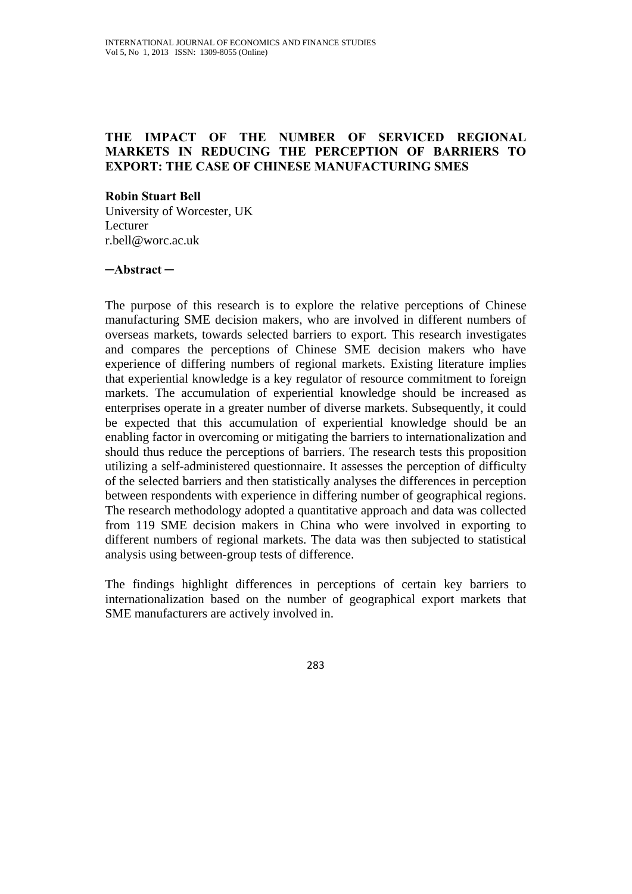# THE IMPACT OF THE NUMBER OF SERVICED REGIONAL MARKETS IN REDUCING THE PERCEPTION OF BARRIERS TO EXPORT: THE CASE OF CHINESE MANUFACTURING SMES

**Robin Stuart Bell**
University of Worcester, UK
Lecturer
r.bell@worc.ac.uk

**─Abstract ─**

The purpose of this research is to explore the relative perceptions of Chinese manufacturing SME decision makers, who are involved in different numbers of overseas markets, towards selected barriers to export. This research investigates and compares the perceptions of Chinese SME decision makers who have experience of differing numbers of regional markets. Existing literature implies that experiential knowledge is a key regulator of resource commitment to foreign markets. The accumulation of experiential knowledge should be increased as enterprises operate in a greater number of diverse markets. Subsequently, it could be expected that this accumulation of experiential knowledge should be an enabling factor in overcoming or mitigating the barriers to internationalization and should thus reduce the perceptions of barriers. The research tests this proposition utilizing a self-administered questionnaire. It assesses the perception of difficulty of the selected barriers and then statistically analyses the differences in perception between respondents with experience in differing number of geographical regions. The research methodology adopted a quantitative approach and data was collected from 119 SME decision makers in China who were involved in exporting to different numbers of regional markets. The data was then subjected to statistical analysis using between-group tests of difference.

The findings highlight differences in perceptions of certain key barriers to internationalization based on the number of geographical export markets that SME manufacturers are actively involved in.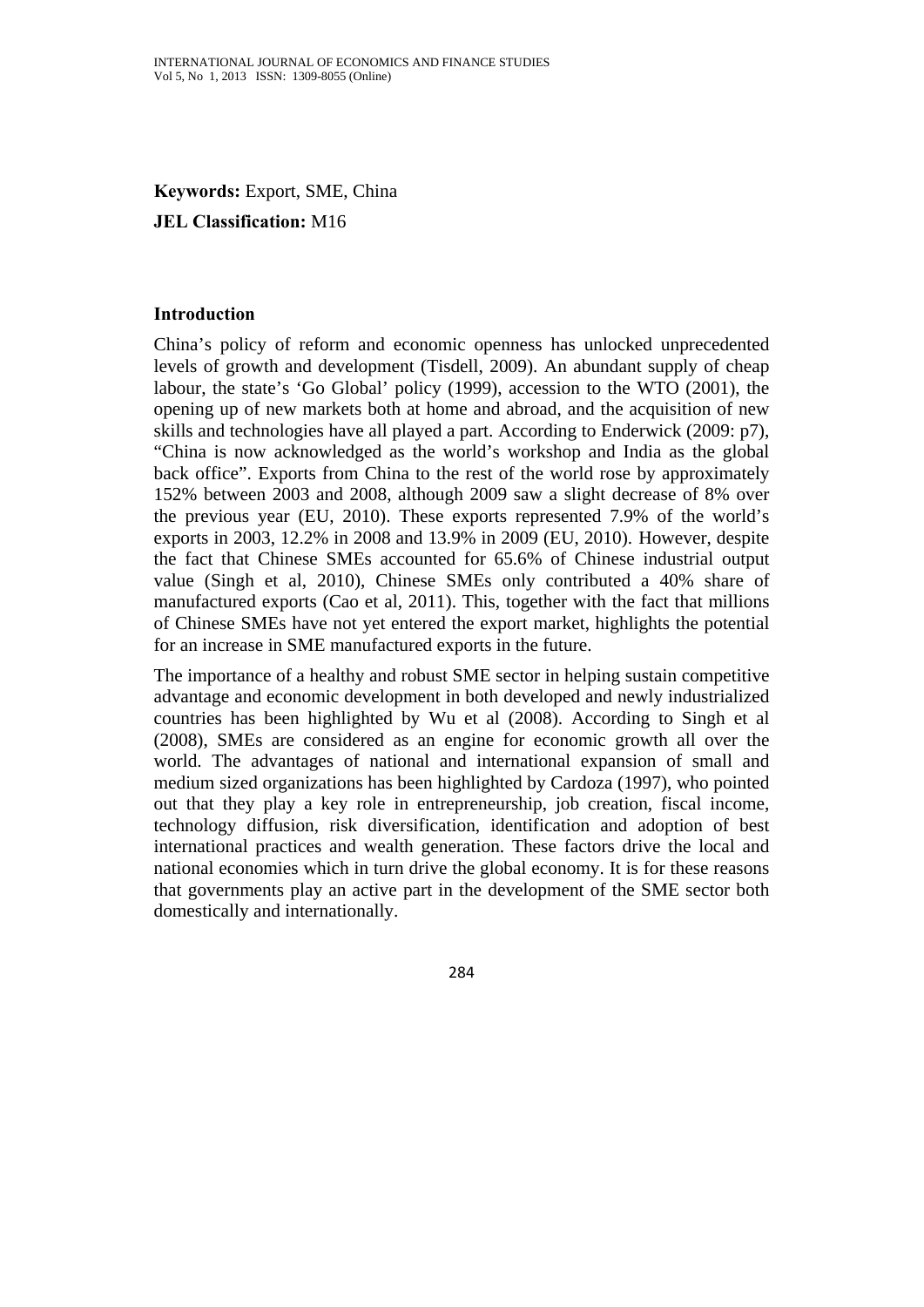**Keywords:** Export, SME, China

**JEL Classification:** M16

## Introduction

China's policy of reform and economic openness has unlocked unprecedented levels of growth and development (Tisdell, 2009). An abundant supply of cheap labour, the state's 'Go Global' policy (1999), accession to the WTO (2001), the opening up of new markets both at home and abroad, and the acquisition of new skills and technologies have all played a part. According to Enderwick (2009: p7), "China is now acknowledged as the world's workshop and India as the global back office". Exports from China to the rest of the world rose by approximately 152% between 2003 and 2008, although 2009 saw a slight decrease of 8% over the previous year (EU, 2010). These exports represented 7.9% of the world's exports in 2003, 12.2% in 2008 and 13.9% in 2009 (EU, 2010). However, despite the fact that Chinese SMEs accounted for 65.6% of Chinese industrial output value (Singh et al, 2010), Chinese SMEs only contributed a 40% share of manufactured exports (Cao et al, 2011). This, together with the fact that millions of Chinese SMEs have not yet entered the export market, highlights the potential for an increase in SME manufactured exports in the future.

The importance of a healthy and robust SME sector in helping sustain competitive advantage and economic development in both developed and newly industrialized countries has been highlighted by Wu et al (2008). According to Singh et al (2008), SMEs are considered as an engine for economic growth all over the world. The advantages of national and international expansion of small and medium sized organizations has been highlighted by Cardoza (1997), who pointed out that they play a key role in entrepreneurship, job creation, fiscal income, technology diffusion, risk diversification, identification and adoption of best international practices and wealth generation. These factors drive the local and national economies which in turn drive the global economy. It is for these reasons that governments play an active part in the development of the SME sector both domestically and internationally.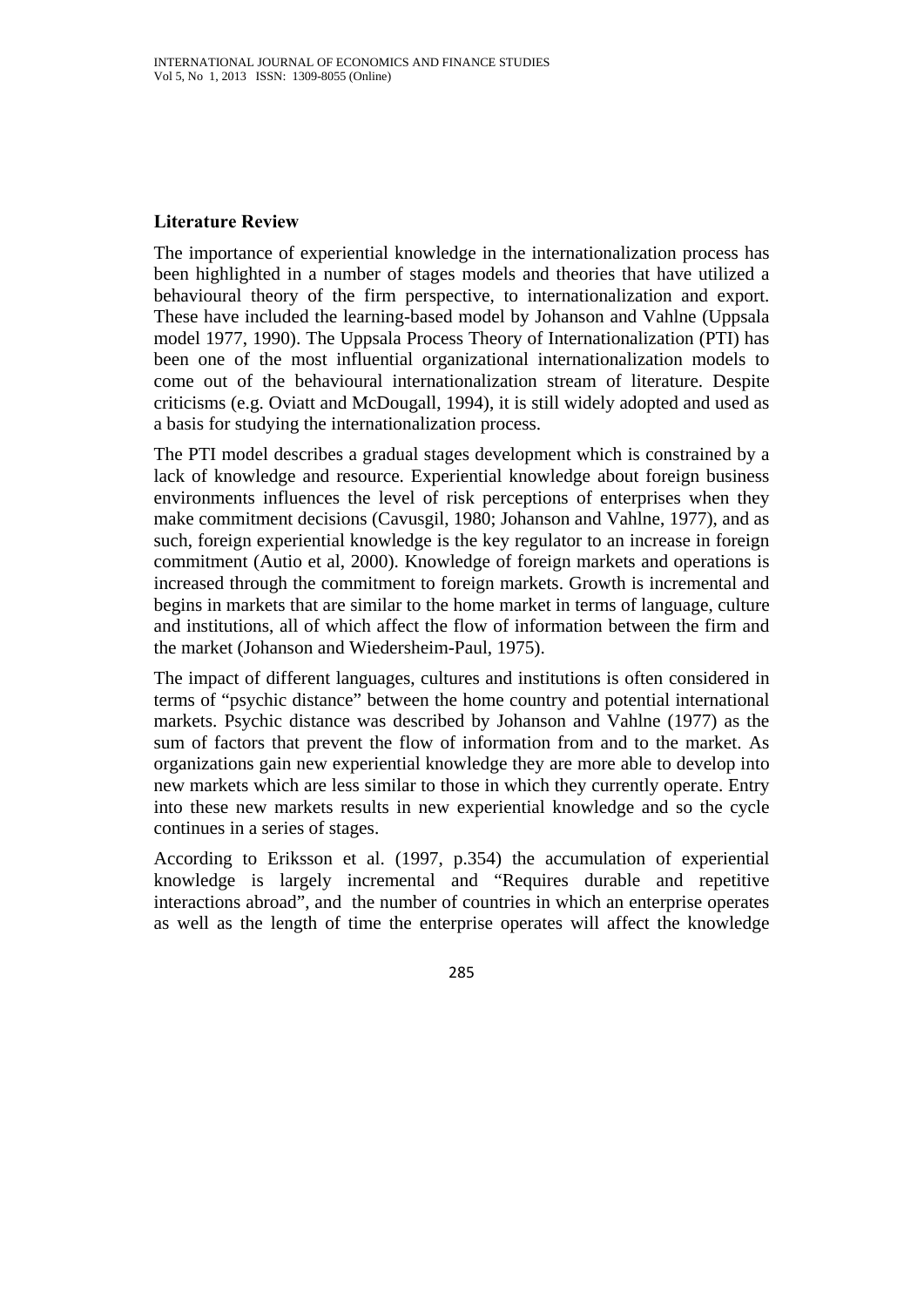## Literature Review

The importance of experiential knowledge in the internationalization process has been highlighted in a number of stages models and theories that have utilized a behavioural theory of the firm perspective, to internationalization and export. These have included the learning-based model by Johanson and Vahlne (Uppsala model 1977, 1990). The Uppsala Process Theory of Internationalization (PTI) has been one of the most influential organizational internationalization models to come out of the behavioural internationalization stream of literature. Despite criticisms (e.g. Oviatt and McDougall, 1994), it is still widely adopted and used as a basis for studying the internationalization process.

The PTI model describes a gradual stages development which is constrained by a lack of knowledge and resource. Experiential knowledge about foreign business environments influences the level of risk perceptions of enterprises when they make commitment decisions (Cavusgil, 1980; Johanson and Vahlne, 1977), and as such, foreign experiential knowledge is the key regulator to an increase in foreign commitment (Autio et al, 2000). Knowledge of foreign markets and operations is increased through the commitment to foreign markets. Growth is incremental and begins in markets that are similar to the home market in terms of language, culture and institutions, all of which affect the flow of information between the firm and the market (Johanson and Wiedersheim-Paul, 1975).

The impact of different languages, cultures and institutions is often considered in terms of "psychic distance" between the home country and potential international markets. Psychic distance was described by Johanson and Vahlne (1977) as the sum of factors that prevent the flow of information from and to the market. As organizations gain new experiential knowledge they are more able to develop into new markets which are less similar to those in which they currently operate. Entry into these new markets results in new experiential knowledge and so the cycle continues in a series of stages.

According to Eriksson et al. (1997, p.354) the accumulation of experiential knowledge is largely incremental and "Requires durable and repetitive interactions abroad", and the number of countries in which an enterprise operates as well as the length of time the enterprise operates will affect the knowledge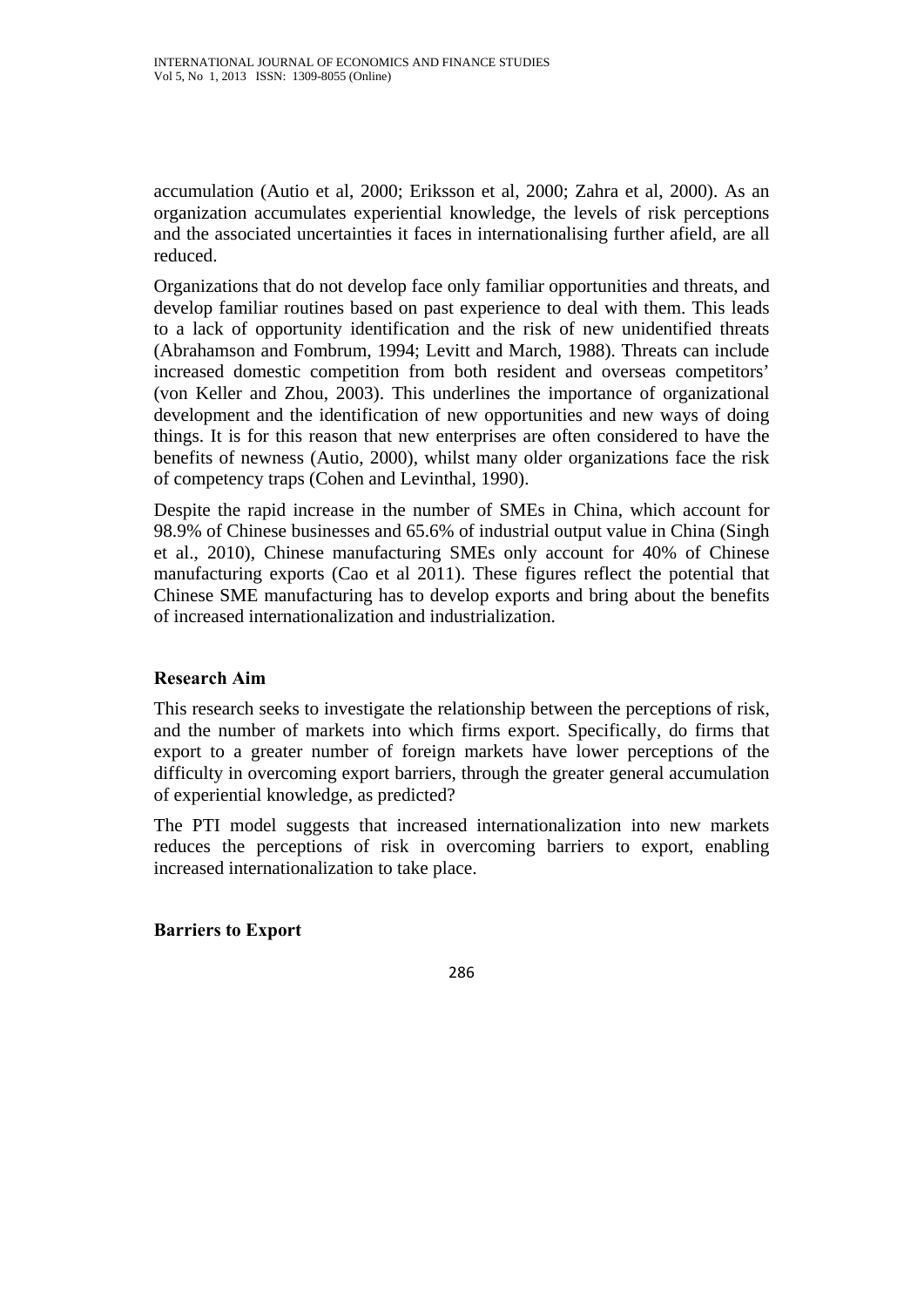accumulation (Autio et al, 2000; Eriksson et al, 2000; Zahra et al, 2000). As an organization accumulates experiential knowledge, the levels of risk perceptions and the associated uncertainties it faces in internationalising further afield, are all reduced.

Organizations that do not develop face only familiar opportunities and threats, and develop familiar routines based on past experience to deal with them. This leads to a lack of opportunity identification and the risk of new unidentified threats (Abrahamson and Fombrum, 1994; Levitt and March, 1988). Threats can include increased domestic competition from both resident and overseas competitors' (von Keller and Zhou, 2003). This underlines the importance of organizational development and the identification of new opportunities and new ways of doing things. It is for this reason that new enterprises are often considered to have the benefits of newness (Autio, 2000), whilst many older organizations face the risk of competency traps (Cohen and Levinthal, 1990).

Despite the rapid increase in the number of SMEs in China, which account for 98.9% of Chinese businesses and 65.6% of industrial output value in China (Singh et al., 2010), Chinese manufacturing SMEs only account for 40% of Chinese manufacturing exports (Cao et al 2011). These figures reflect the potential that Chinese SME manufacturing has to develop exports and bring about the benefits of increased internationalization and industrialization.

## Research Aim

This research seeks to investigate the relationship between the perceptions of risk, and the number of markets into which firms export. Specifically, do firms that export to a greater number of foreign markets have lower perceptions of the difficulty in overcoming export barriers, through the greater general accumulation of experiential knowledge, as predicted?

The PTI model suggests that increased internationalization into new markets reduces the perceptions of risk in overcoming barriers to export, enabling increased internationalization to take place.

## Barriers to Export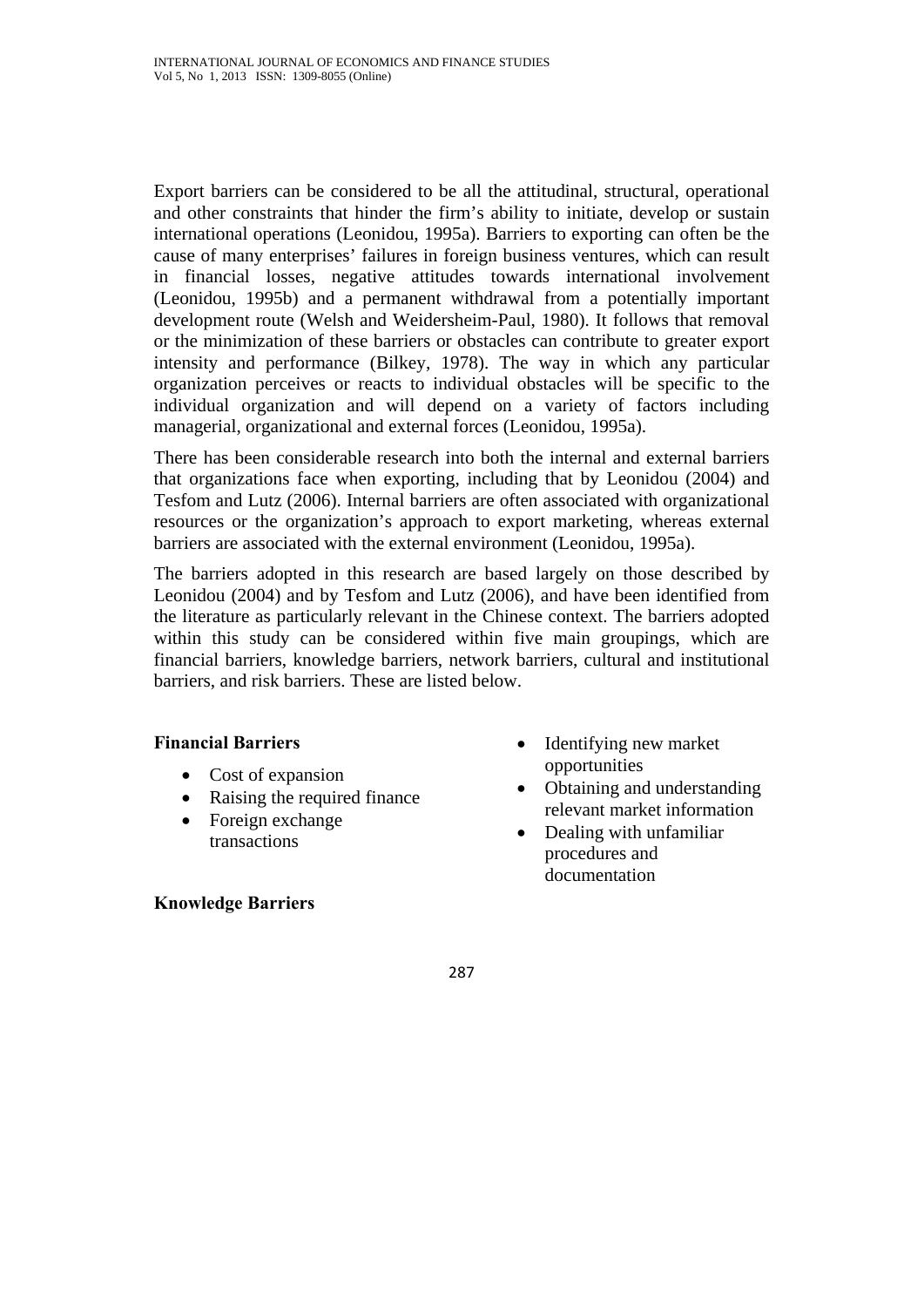Export barriers can be considered to be all the attitudinal, structural, operational and other constraints that hinder the firm's ability to initiate, develop or sustain international operations (Leonidou, 1995a). Barriers to exporting can often be the cause of many enterprises' failures in foreign business ventures, which can result in financial losses, negative attitudes towards international involvement (Leonidou, 1995b) and a permanent withdrawal from a potentially important development route (Welsh and Weidersheim-Paul, 1980). It follows that removal or the minimization of these barriers or obstacles can contribute to greater export intensity and performance (Bilkey, 1978). The way in which any particular organization perceives or reacts to individual obstacles will be specific to the individual organization and will depend on a variety of factors including managerial, organizational and external forces (Leonidou, 1995a).

There has been considerable research into both the internal and external barriers that organizations face when exporting, including that by Leonidou (2004) and Tesfom and Lutz (2006). Internal barriers are often associated with organizational resources or the organization's approach to export marketing, whereas external barriers are associated with the external environment (Leonidou, 1995a).

The barriers adopted in this research are based largely on those described by Leonidou (2004) and by Tesfom and Lutz (2006), and have been identified from the literature as particularly relevant in the Chinese context. The barriers adopted within this study can be considered within five main groupings, which are financial barriers, knowledge barriers, network barriers, cultural and institutional barriers, and risk barriers. These are listed below.

**Financial Barriers**

- Cost of expansion
- Raising the required finance
- Foreign exchange transactions

**Knowledge Barriers**

- Identifying new market opportunities
- Obtaining and understanding relevant market information
- Dealing with unfamiliar procedures and documentation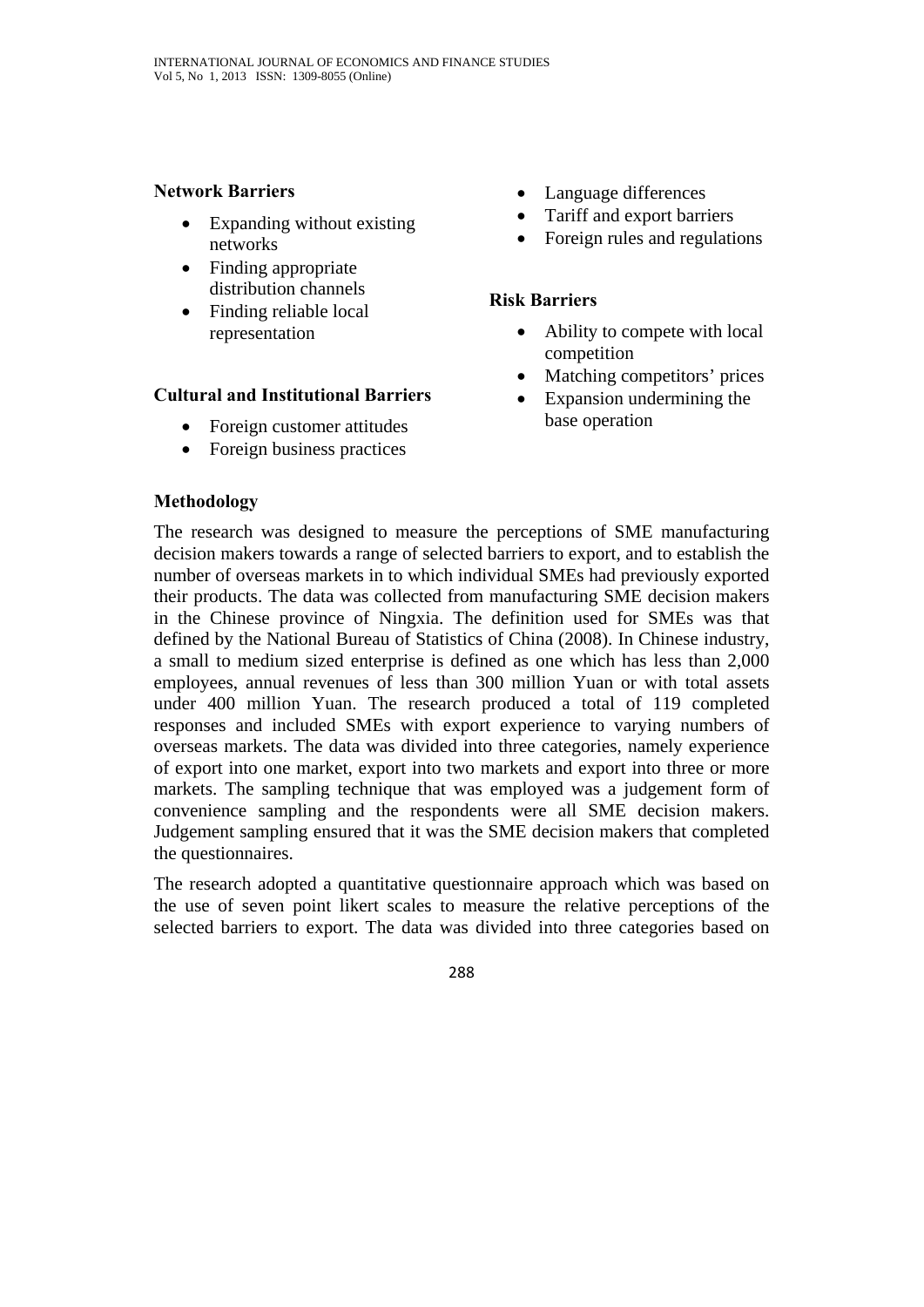**Network Barriers**

- Expanding without existing networks
- Finding appropriate distribution channels
- Finding reliable local representation

**Cultural and Institutional Barriers**

- Foreign customer attitudes
- Foreign business practices
- Language differences
- Tariff and export barriers
- Foreign rules and regulations

**Risk Barriers**

- Ability to compete with local competition
- Matching competitors' prices
- Expansion undermining the base operation

**Methodology**

The research was designed to measure the perceptions of SME manufacturing decision makers towards a range of selected barriers to export, and to establish the number of overseas markets in to which individual SMEs had previously exported their products. The data was collected from manufacturing SME decision makers in the Chinese province of Ningxia. The definition used for SMEs was that defined by the National Bureau of Statistics of China (2008). In Chinese industry, a small to medium sized enterprise is defined as one which has less than 2,000 employees, annual revenues of less than 300 million Yuan or with total assets under 400 million Yuan. The research produced a total of 119 completed responses and included SMEs with export experience to varying numbers of overseas markets. The data was divided into three categories, namely experience of export into one market, export into two markets and export into three or more markets. The sampling technique that was employed was a judgement form of convenience sampling and the respondents were all SME decision makers. Judgement sampling ensured that it was the SME decision makers that completed the questionnaires.

The research adopted a quantitative questionnaire approach which was based on the use of seven point likert scales to measure the relative perceptions of the selected barriers to export. The data was divided into three categories based on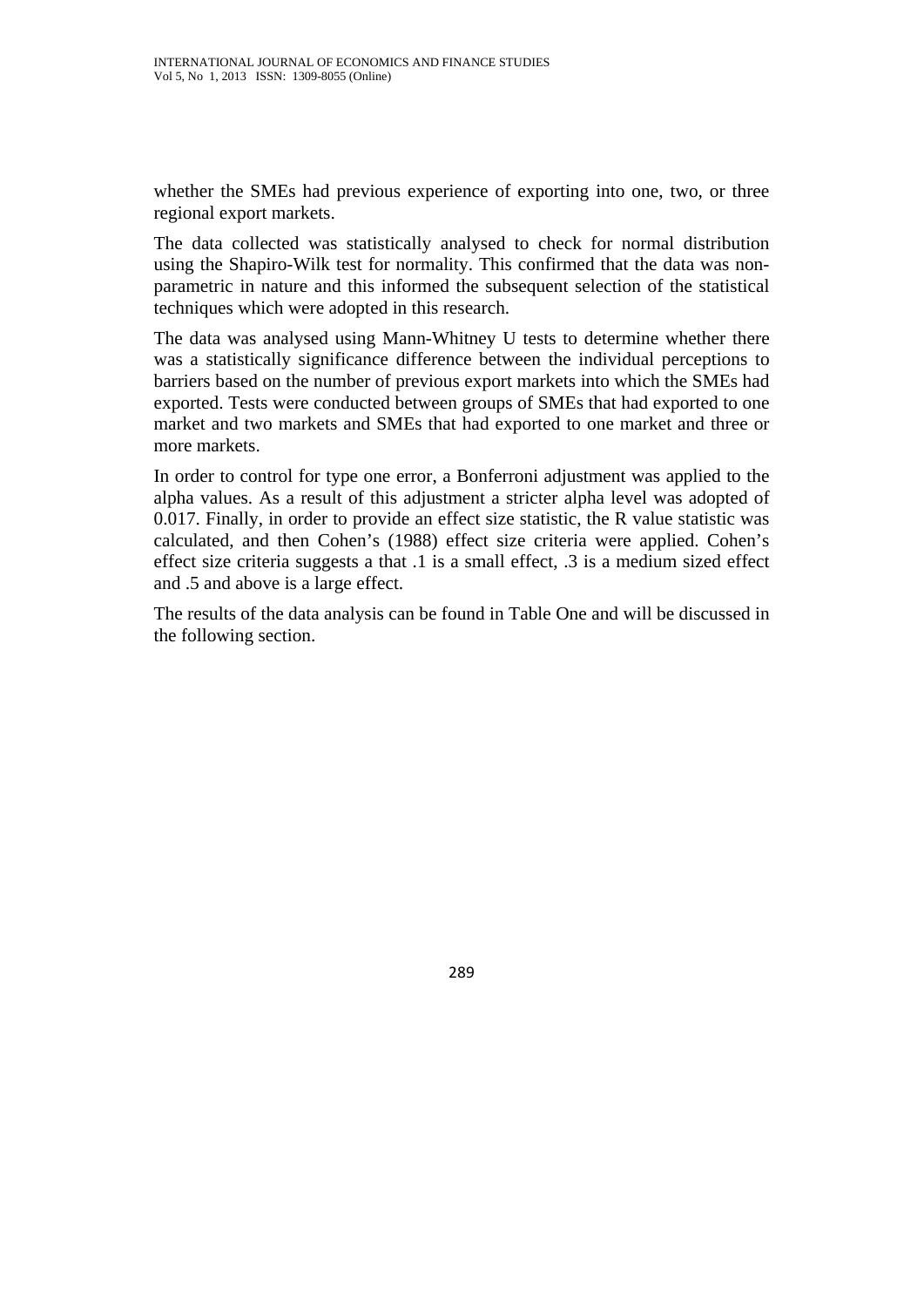whether the SMEs had previous experience of exporting into one, two, or three regional export markets.

The data collected was statistically analysed to check for normal distribution using the Shapiro-Wilk test for normality. This confirmed that the data was non-parametric in nature and this informed the subsequent selection of the statistical techniques which were adopted in this research.

The data was analysed using Mann-Whitney U tests to determine whether there was a statistically significance difference between the individual perceptions to barriers based on the number of previous export markets into which the SMEs had exported. Tests were conducted between groups of SMEs that had exported to one market and two markets and SMEs that had exported to one market and three or more markets.

In order to control for type one error, a Bonferroni adjustment was applied to the alpha values. As a result of this adjustment a stricter alpha level was adopted of 0.017. Finally, in order to provide an effect size statistic, the R value statistic was calculated, and then Cohen's (1988) effect size criteria were applied. Cohen's effect size criteria suggests a that .1 is a small effect, .3 is a medium sized effect and .5 and above is a large effect.

The results of the data analysis can be found in Table One and will be discussed in the following section.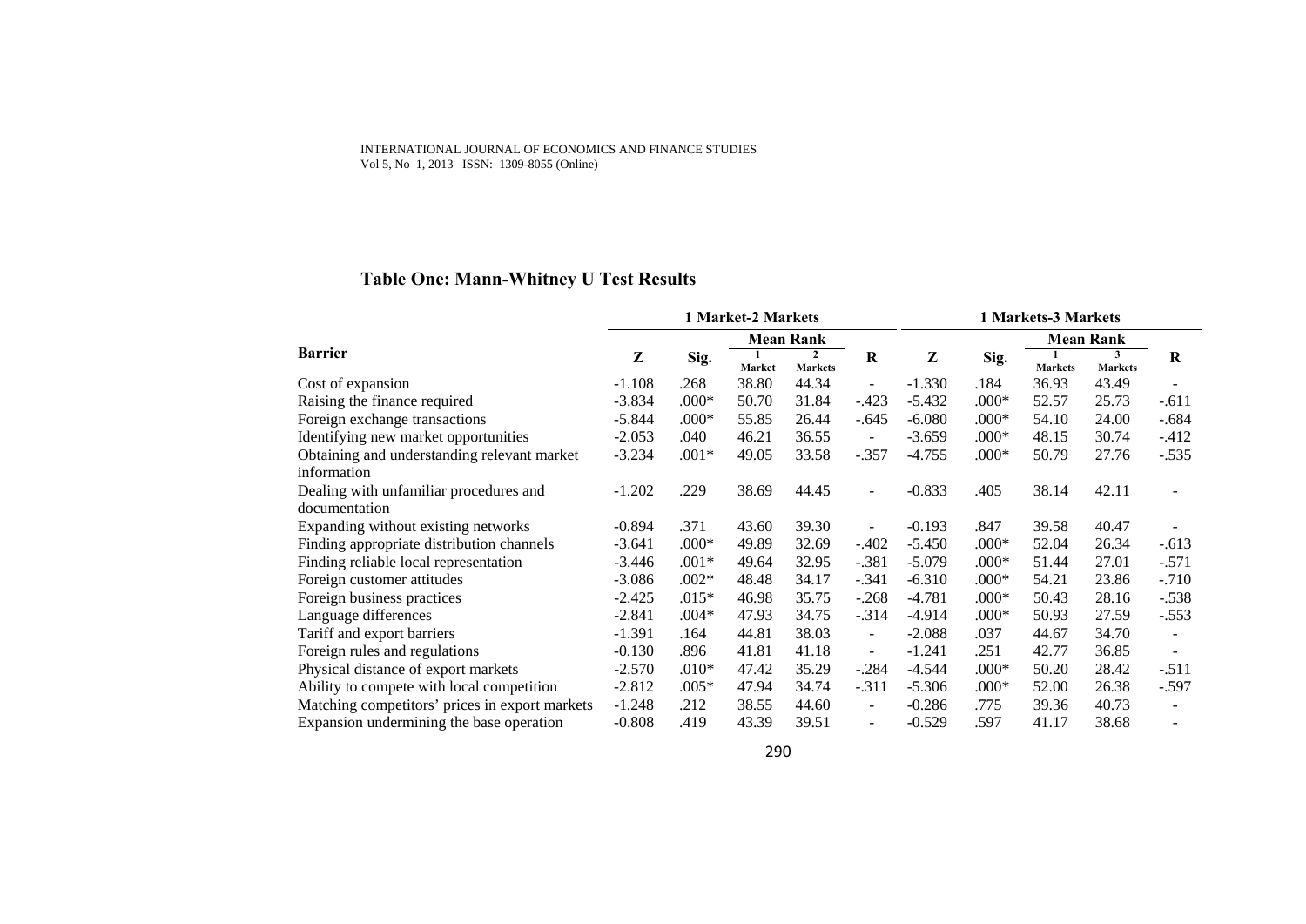## Table One: Mann-Whitney U Test Results

| Barrier | 1 Market-2 Markets | | | | | 1 Markets-3 Markets | | | | |
|---|---|---|---|---|---|---|---|---|---|---|
| | Z | Sig. | Mean Rank | | R | Z | Sig. | Mean Rank | | R |
| | | | 1 Market | 2 Markets | | | | 1 Markets | 3 Markets | |
| Cost of expansion | -1.108 | .268 | 38.80 | 44.34 | - | -1.330 | .184 | 36.93 | 43.49 | - |
| Raising the finance required | -3.834 | .000* | 50.70 | 31.84 | -.423 | -5.432 | .000* | 52.57 | 25.73 | -.611 |
| Foreign exchange transactions | -5.844 | .000* | 55.85 | 26.44 | -.645 | -6.080 | .000* | 54.10 | 24.00 | -.684 |
| Identifying new market opportunities | -2.053 | .040 | 46.21 | 36.55 | - | -3.659 | .000* | 48.15 | 30.74 | -.412 |
| Obtaining and understanding relevant market information | -3.234 | .001* | 49.05 | 33.58 | -.357 | -4.755 | .000* | 50.79 | 27.76 | -.535 |
| Dealing with unfamiliar procedures and documentation | -1.202 | .229 | 38.69 | 44.45 | - | -0.833 | .405 | 38.14 | 42.11 | - |
| Expanding without existing networks | -0.894 | .371 | 43.60 | 39.30 | - | -0.193 | .847 | 39.58 | 40.47 | - |
| Finding appropriate distribution channels | -3.641 | .000* | 49.89 | 32.69 | -.402 | -5.450 | .000* | 52.04 | 26.34 | -.613 |
| Finding reliable local representation | -3.446 | .001* | 49.64 | 32.95 | -.381 | -5.079 | .000* | 51.44 | 27.01 | -.571 |
| Foreign customer attitudes | -3.086 | .002* | 48.48 | 34.17 | -.341 | -6.310 | .000* | 54.21 | 23.86 | -.710 |
| Foreign business practices | -2.425 | .015* | 46.98 | 35.75 | -.268 | -4.781 | .000* | 50.43 | 28.16 | -.538 |
| Language differences | -2.841 | .004* | 47.93 | 34.75 | -.314 | -4.914 | .000* | 50.93 | 27.59 | -.553 |
| Tariff and export barriers | -1.391 | .164 | 44.81 | 38.03 | - | -2.088 | .037 | 44.67 | 34.70 | - |
| Foreign rules and regulations | -0.130 | .896 | 41.81 | 41.18 | - | -1.241 | .251 | 42.77 | 36.85 | - |
| Physical distance of export markets | -2.570 | .010* | 47.42 | 35.29 | -.284 | -4.544 | .000* | 50.20 | 28.42 | -.511 |
| Ability to compete with local competition | -2.812 | .005* | 47.94 | 34.74 | -.311 | -5.306 | .000* | 52.00 | 26.38 | -.597 |
| Matching competitors' prices in export markets | -1.248 | .212 | 38.55 | 44.60 | - | -0.286 | .775 | 39.36 | 40.73 | - |
| Expansion undermining the base operation | -0.808 | .419 | 43.39 | 39.51 | - | -0.529 | .597 | 41.17 | 38.68 | - |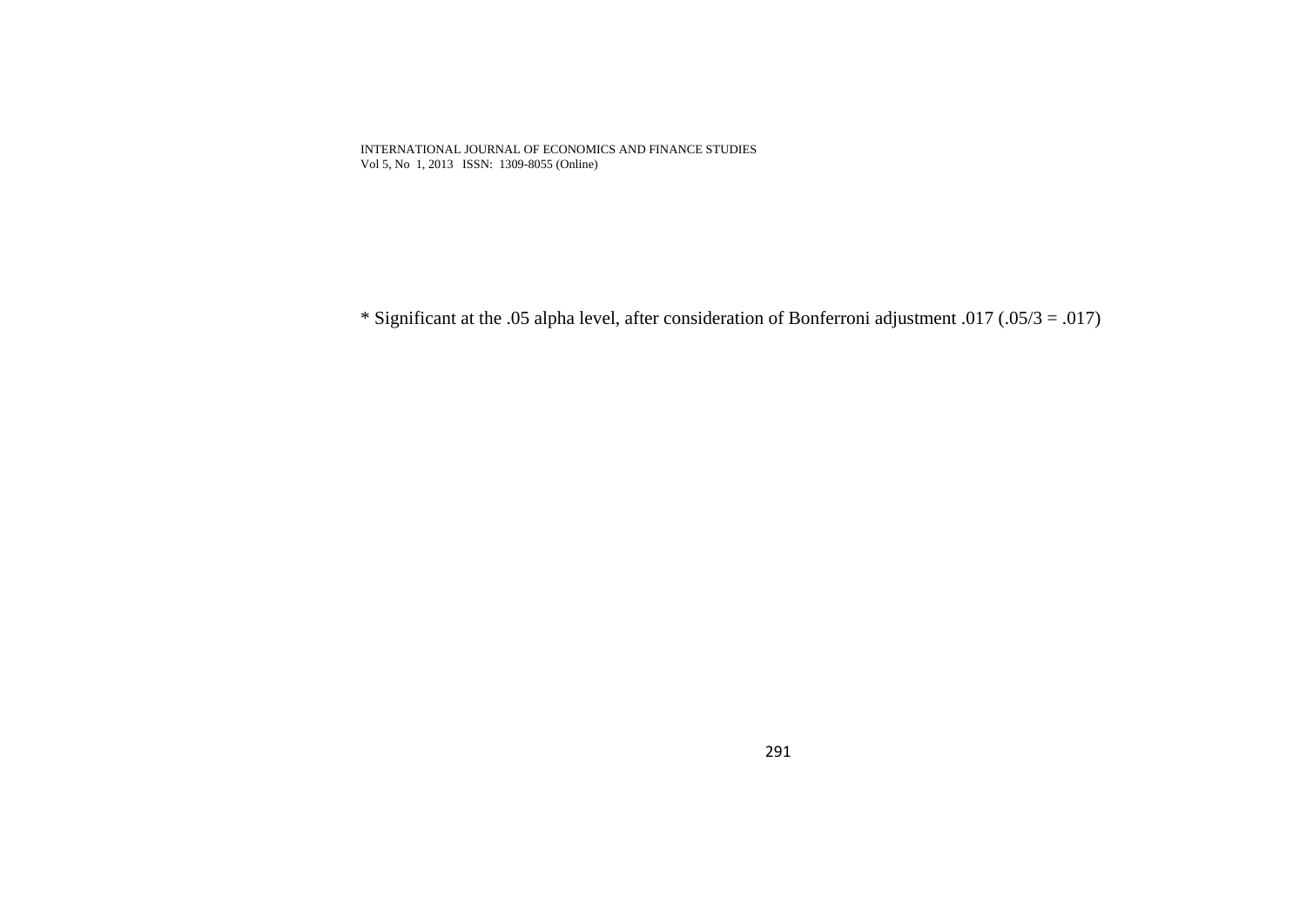* Significant at the .05 alpha level, after consideration of Bonferroni adjustment .017 (.05/3 = .017)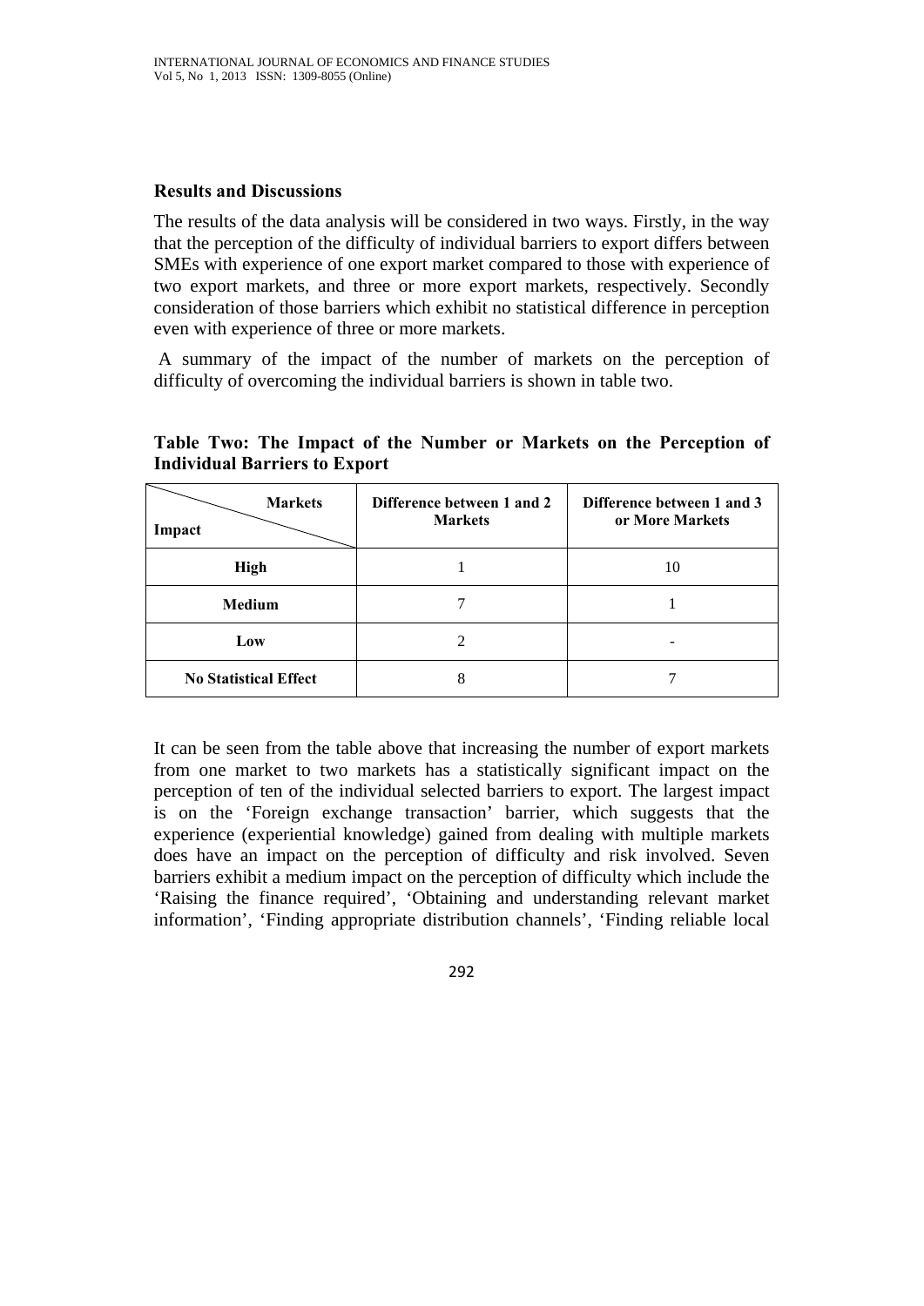## Results and Discussions

The results of the data analysis will be considered in two ways. Firstly, in the way that the perception of the difficulty of individual barriers to export differs between SMEs with experience of one export market compared to those with experience of two export markets, and three or more export markets, respectively. Secondly consideration of those barriers which exhibit no statistical difference in perception even with experience of three or more markets.

A summary of the impact of the number of markets on the perception of difficulty of overcoming the individual barriers is shown in table two.

**Table Two: The Impact of the Number or Markets on the Perception of Individual Barriers to Export**

| Impact \ Markets | Difference between 1 and 2 Markets | Difference between 1 and 3 or More Markets |
|---|---|---|
| **High** | 1 | 10 |
| **Medium** | 7 | 1 |
| **Low** | 2 | - |
| **No Statistical Effect** | 8 | 7 |

It can be seen from the table above that increasing the number of export markets from one market to two markets has a statistically significant impact on the perception of ten of the individual selected barriers to export. The largest impact is on the 'Foreign exchange transaction' barrier, which suggests that the experience (experiential knowledge) gained from dealing with multiple markets does have an impact on the perception of difficulty and risk involved. Seven barriers exhibit a medium impact on the perception of difficulty which include the 'Raising the finance required', 'Obtaining and understanding relevant market information', 'Finding appropriate distribution channels', 'Finding reliable local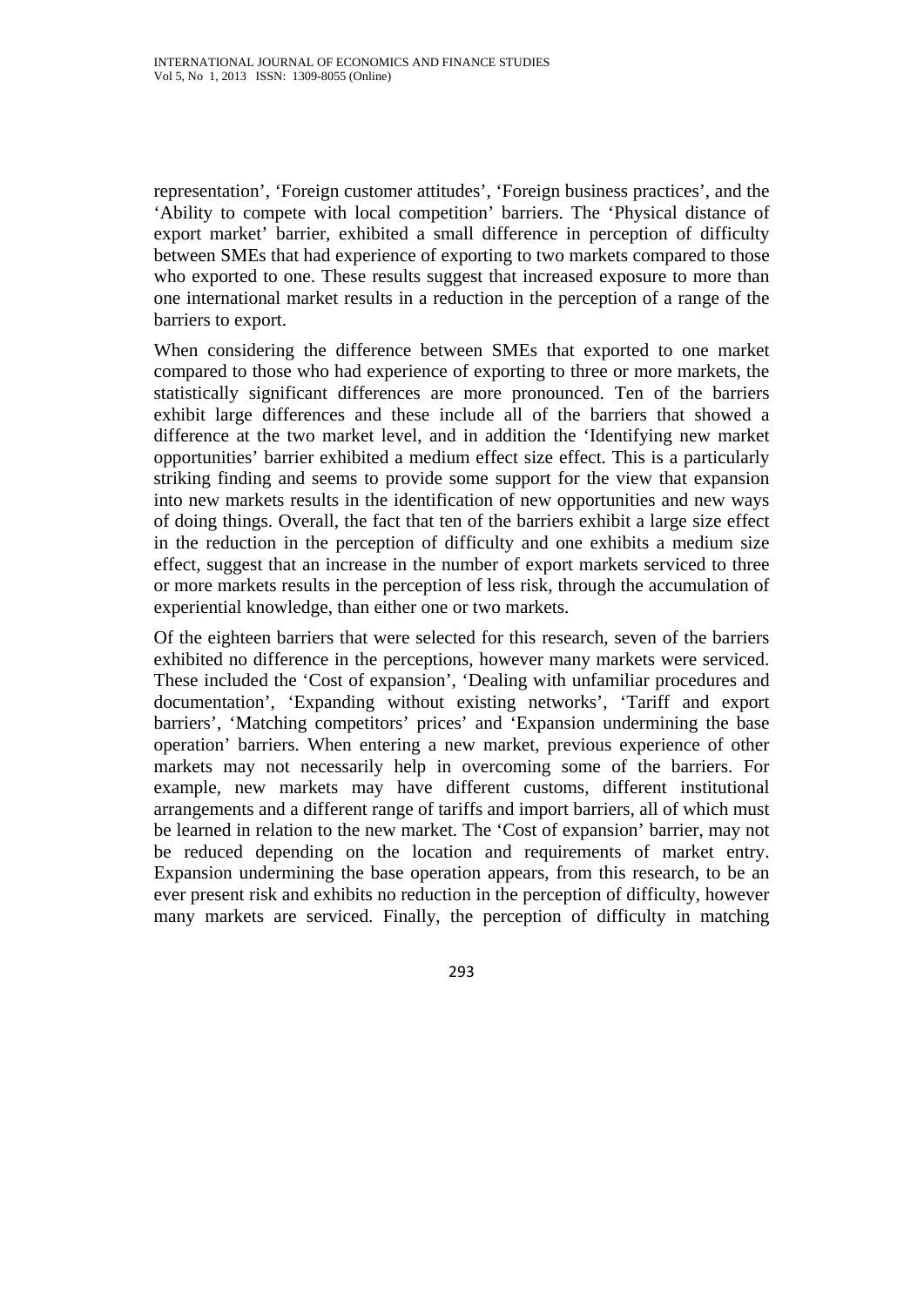representation', 'Foreign customer attitudes', 'Foreign business practices', and the 'Ability to compete with local competition' barriers. The 'Physical distance of export market' barrier, exhibited a small difference in perception of difficulty between SMEs that had experience of exporting to two markets compared to those who exported to one. These results suggest that increased exposure to more than one international market results in a reduction in the perception of a range of the barriers to export.

When considering the difference between SMEs that exported to one market compared to those who had experience of exporting to three or more markets, the statistically significant differences are more pronounced. Ten of the barriers exhibit large differences and these include all of the barriers that showed a difference at the two market level, and in addition the 'Identifying new market opportunities' barrier exhibited a medium effect size effect. This is a particularly striking finding and seems to provide some support for the view that expansion into new markets results in the identification of new opportunities and new ways of doing things. Overall, the fact that ten of the barriers exhibit a large size effect in the reduction in the perception of difficulty and one exhibits a medium size effect, suggest that an increase in the number of export markets serviced to three or more markets results in the perception of less risk, through the accumulation of experiential knowledge, than either one or two markets.

Of the eighteen barriers that were selected for this research, seven of the barriers exhibited no difference in the perceptions, however many markets were serviced. These included the 'Cost of expansion', 'Dealing with unfamiliar procedures and documentation', 'Expanding without existing networks', 'Tariff and export barriers', 'Matching competitors' prices' and 'Expansion undermining the base operation' barriers. When entering a new market, previous experience of other markets may not necessarily help in overcoming some of the barriers. For example, new markets may have different customs, different institutional arrangements and a different range of tariffs and import barriers, all of which must be learned in relation to the new market. The 'Cost of expansion' barrier, may not be reduced depending on the location and requirements of market entry. Expansion undermining the base operation appears, from this research, to be an ever present risk and exhibits no reduction in the perception of difficulty, however many markets are serviced. Finally, the perception of difficulty in matching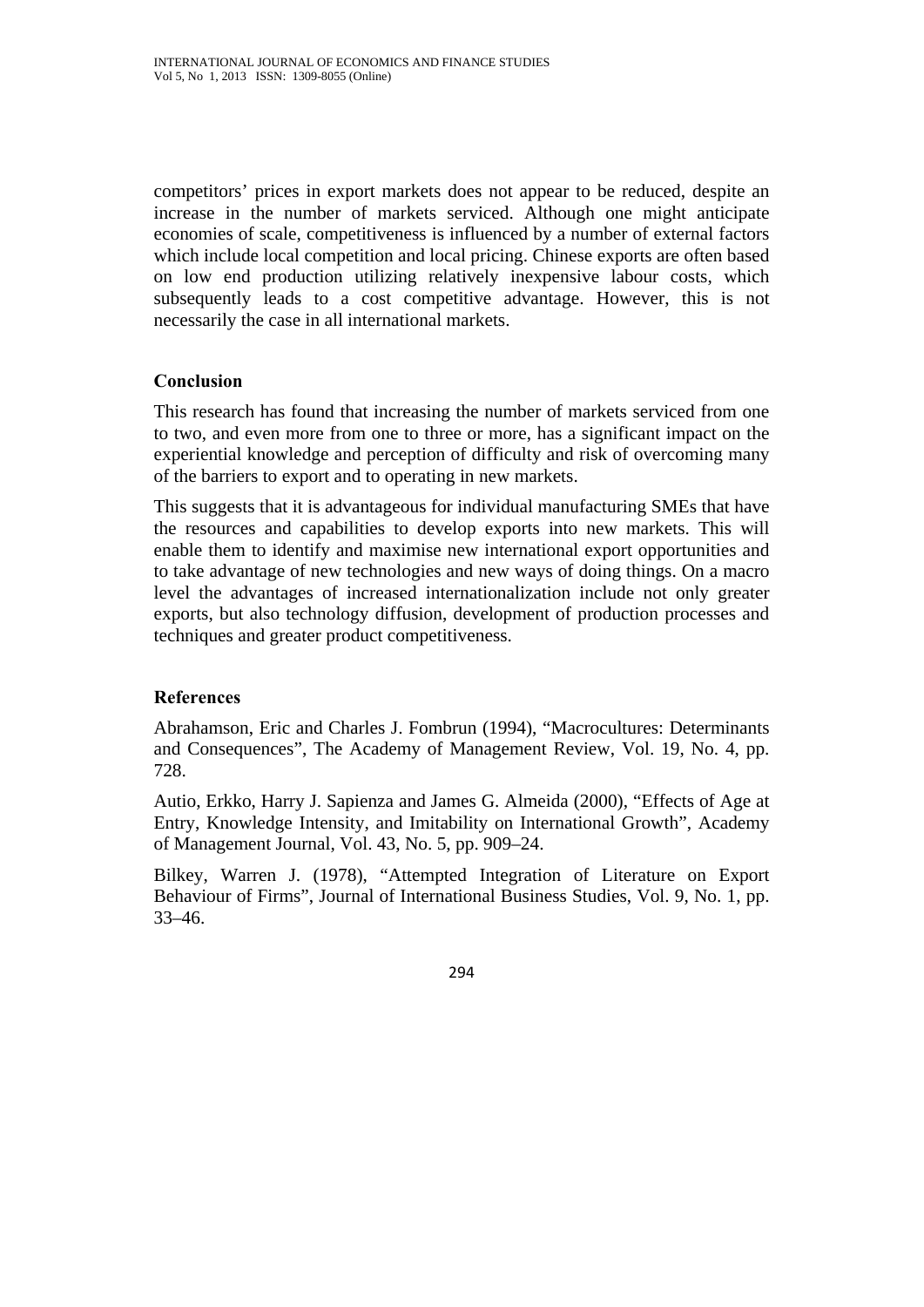competitors' prices in export markets does not appear to be reduced, despite an increase in the number of markets serviced. Although one might anticipate economies of scale, competitiveness is influenced by a number of external factors which include local competition and local pricing. Chinese exports are often based on low end production utilizing relatively inexpensive labour costs, which subsequently leads to a cost competitive advantage. However, this is not necessarily the case in all international markets.

## Conclusion

This research has found that increasing the number of markets serviced from one to two, and even more from one to three or more, has a significant impact on the experiential knowledge and perception of difficulty and risk of overcoming many of the barriers to export and to operating in new markets.

This suggests that it is advantageous for individual manufacturing SMEs that have the resources and capabilities to develop exports into new markets. This will enable them to identify and maximise new international export opportunities and to take advantage of new technologies and new ways of doing things. On a macro level the advantages of increased internationalization include not only greater exports, but also technology diffusion, development of production processes and techniques and greater product competitiveness.

## References

Abrahamson, Eric and Charles J. Fombrun (1994), "Macrocultures: Determinants and Consequences", The Academy of Management Review, Vol. 19, No. 4, pp. 728.

Autio, Erkko, Harry J. Sapienza and James G. Almeida (2000), "Effects of Age at Entry, Knowledge Intensity, and Imitability on International Growth", Academy of Management Journal, Vol. 43, No. 5, pp. 909–24.

Bilkey, Warren J. (1978), "Attempted Integration of Literature on Export Behaviour of Firms", Journal of International Business Studies, Vol. 9, No. 1, pp. 33–46.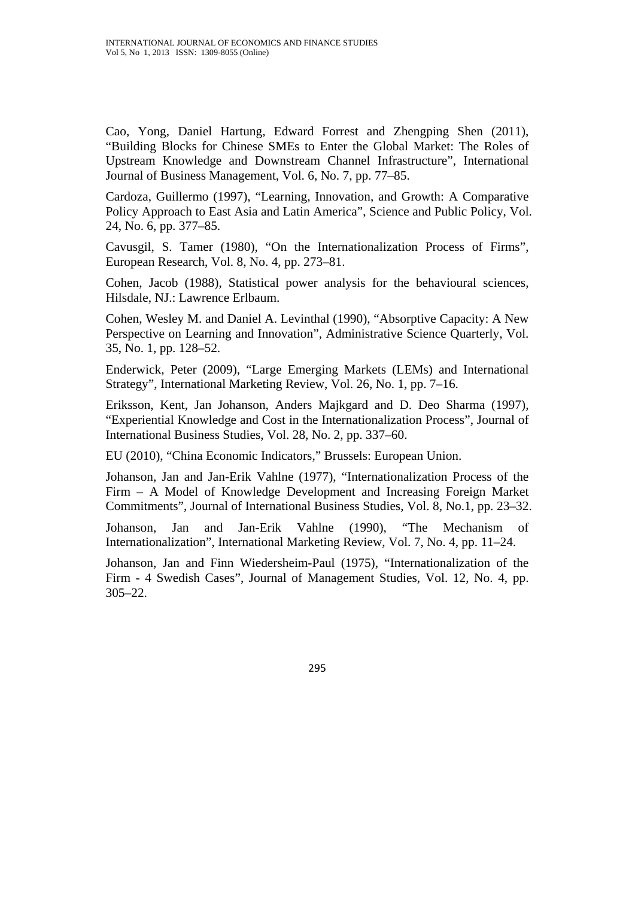Cao, Yong, Daniel Hartung, Edward Forrest and Zhengping Shen (2011), “Building Blocks for Chinese SMEs to Enter the Global Market: The Roles of Upstream Knowledge and Downstream Channel Infrastructure”, International Journal of Business Management, Vol. 6, No. 7, pp. 77–85.

Cardoza, Guillermo (1997), “Learning, Innovation, and Growth: A Comparative Policy Approach to East Asia and Latin America”, Science and Public Policy, Vol. 24, No. 6, pp. 377–85.

Cavusgil, S. Tamer (1980), “On the Internationalization Process of Firms”, European Research, Vol. 8, No. 4, pp. 273–81.

Cohen, Jacob (1988), Statistical power analysis for the behavioural sciences, Hilsdale, NJ.: Lawrence Erlbaum.

Cohen, Wesley M. and Daniel A. Levinthal (1990), “Absorptive Capacity: A New Perspective on Learning and Innovation”, Administrative Science Quarterly, Vol. 35, No. 1, pp. 128–52.

Enderwick, Peter (2009), “Large Emerging Markets (LEMs) and International Strategy”, International Marketing Review, Vol. 26, No. 1, pp. 7–16.

Eriksson, Kent, Jan Johanson, Anders Majkgard and D. Deo Sharma (1997), “Experiential Knowledge and Cost in the Internationalization Process”, Journal of International Business Studies, Vol. 28, No. 2, pp. 337–60.

EU (2010), “China Economic Indicators,” Brussels: European Union.

Johanson, Jan and Jan-Erik Vahlne (1977), “Internationalization Process of the Firm – A Model of Knowledge Development and Increasing Foreign Market Commitments”, Journal of International Business Studies, Vol. 8, No.1, pp. 23–32.

Johanson, Jan and Jan-Erik Vahlne (1990), “The Mechanism of Internationalization”, International Marketing Review, Vol. 7, No. 4, pp. 11–24.

Johanson, Jan and Finn Wiedersheim-Paul (1975), “Internationalization of the Firm - 4 Swedish Cases”, Journal of Management Studies, Vol. 12, No. 4, pp. 305–22.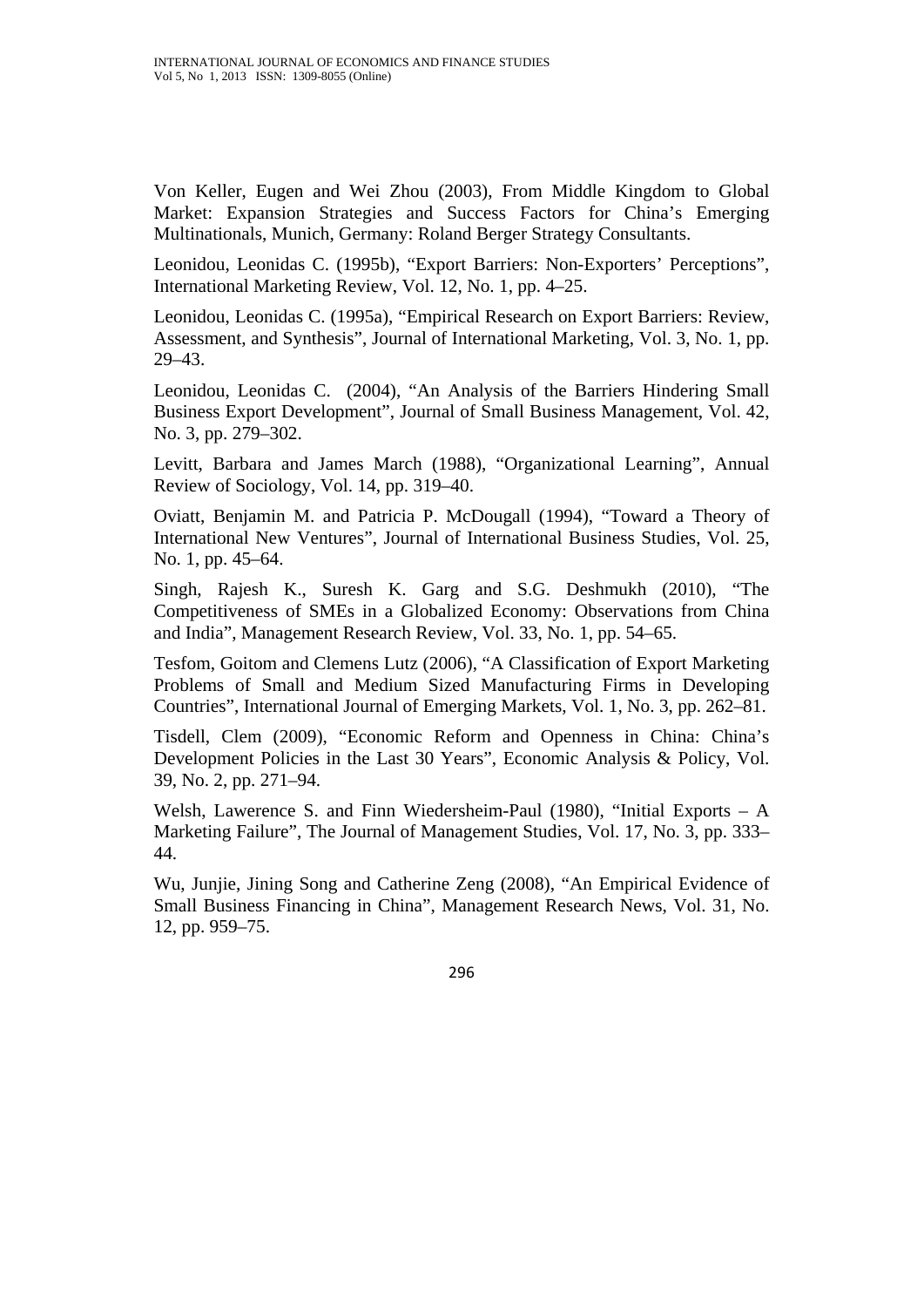Von Keller, Eugen and Wei Zhou (2003), From Middle Kingdom to Global Market: Expansion Strategies and Success Factors for China's Emerging Multinationals, Munich, Germany: Roland Berger Strategy Consultants.

Leonidou, Leonidas C. (1995b), "Export Barriers: Non-Exporters' Perceptions", International Marketing Review, Vol. 12, No. 1, pp. 4–25.

Leonidou, Leonidas C. (1995a), "Empirical Research on Export Barriers: Review, Assessment, and Synthesis", Journal of International Marketing, Vol. 3, No. 1, pp. 29–43.

Leonidou, Leonidas C. (2004), "An Analysis of the Barriers Hindering Small Business Export Development", Journal of Small Business Management, Vol. 42, No. 3, pp. 279–302.

Levitt, Barbara and James March (1988), "Organizational Learning", Annual Review of Sociology, Vol. 14, pp. 319–40.

Oviatt, Benjamin M. and Patricia P. McDougall (1994), "Toward a Theory of International New Ventures", Journal of International Business Studies, Vol. 25, No. 1, pp. 45–64.

Singh, Rajesh K., Suresh K. Garg and S.G. Deshmukh (2010), "The Competitiveness of SMEs in a Globalized Economy: Observations from China and India", Management Research Review, Vol. 33, No. 1, pp. 54–65.

Tesfom, Goitom and Clemens Lutz (2006), "A Classification of Export Marketing Problems of Small and Medium Sized Manufacturing Firms in Developing Countries", International Journal of Emerging Markets, Vol. 1, No. 3, pp. 262–81.

Tisdell, Clem (2009), "Economic Reform and Openness in China: China's Development Policies in the Last 30 Years", Economic Analysis & Policy, Vol. 39, No. 2, pp. 271–94.

Welsh, Lawerence S. and Finn Wiedersheim-Paul (1980), "Initial Exports – A Marketing Failure", The Journal of Management Studies, Vol. 17, No. 3, pp. 333–44.

Wu, Junjie, Jining Song and Catherine Zeng (2008), "An Empirical Evidence of Small Business Financing in China", Management Research News, Vol. 31, No. 12, pp. 959–75.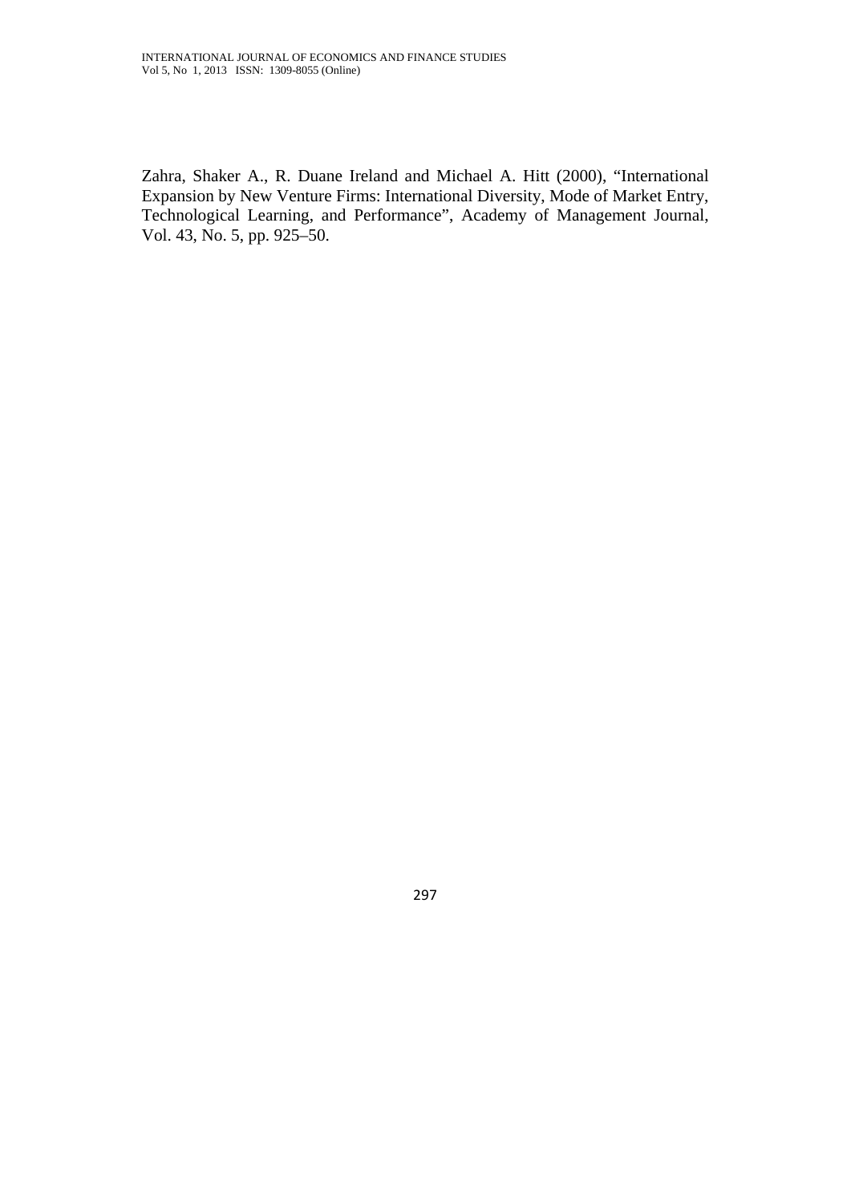Zahra, Shaker A., R. Duane Ireland and Michael A. Hitt (2000), "International Expansion by New Venture Firms: International Diversity, Mode of Market Entry, Technological Learning, and Performance", Academy of Management Journal, Vol. 43, No. 5, pp. 925–50.